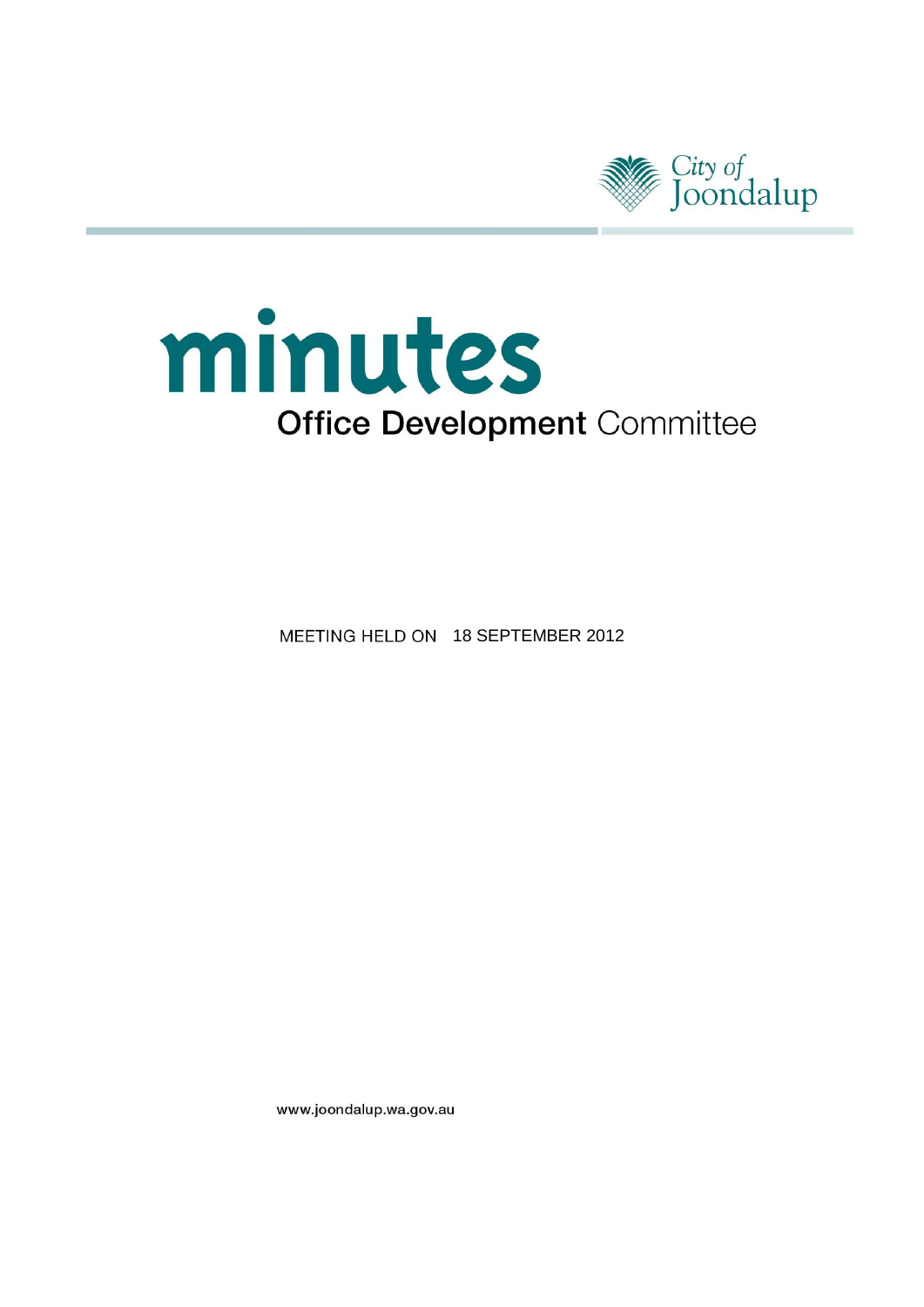City of Joondalup

# minutes

## Office Development Committee

MEETING HELD ON 18 SEPTEMBER 2012

www.joondalup.wa.gov.au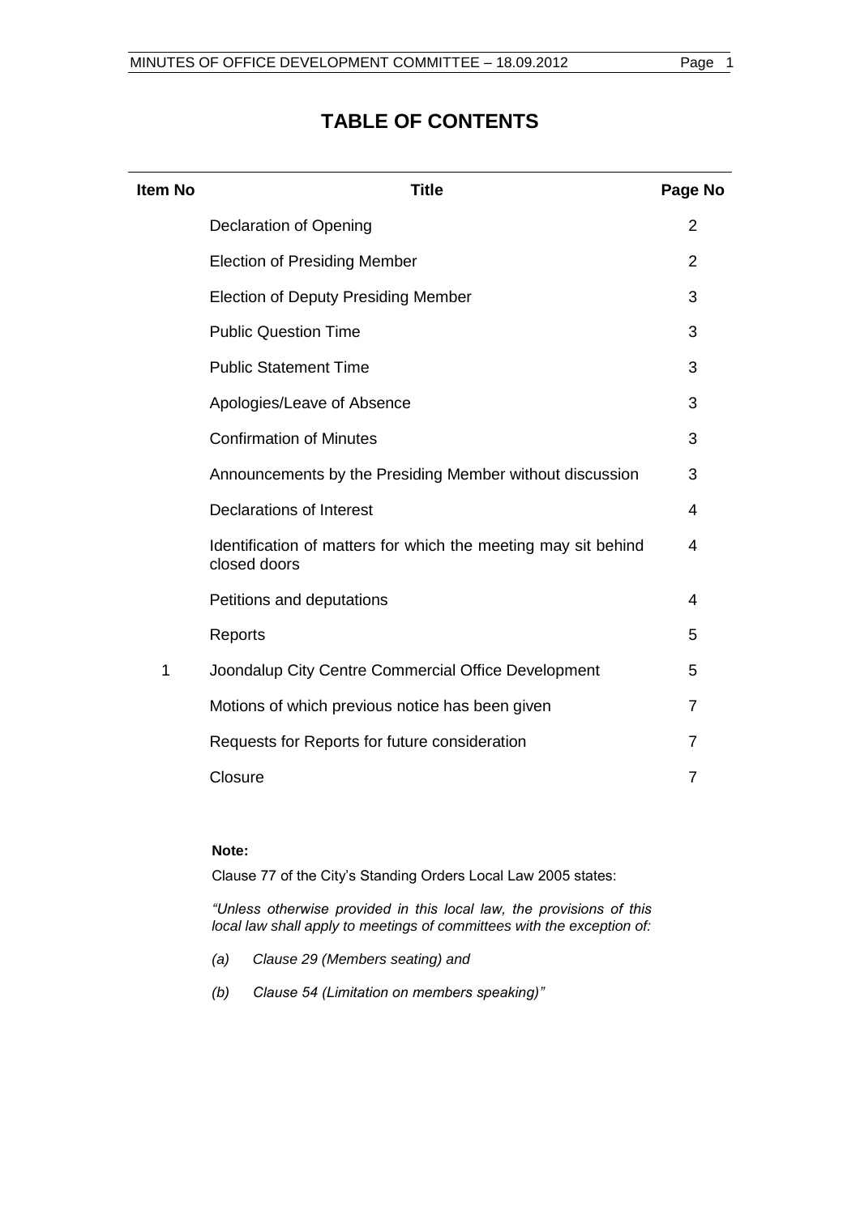# TABLE OF CONTENTS

| Item No | Title | Page No |
|---|---|---|
| | Declaration of Opening | 2 |
| | Election of Presiding Member | 2 |
| | Election of Deputy Presiding Member | 3 |
| | Public Question Time | 3 |
| | Public Statement Time | 3 |
| | Apologies/Leave of Absence | 3 |
| | Confirmation of Minutes | 3 |
| | Announcements by the Presiding Member without discussion | 3 |
| | Declarations of Interest | 4 |
| | Identification of matters for which the meeting may sit behind closed doors | 4 |
| | Petitions and deputations | 4 |
| | Reports | 5 |
| 1 | Joondalup City Centre Commercial Office Development | 5 |
| | Motions of which previous notice has been given | 7 |
| | Requests for Reports for future consideration | 7 |
| | Closure | 7 |

**Note:**

Clause 77 of the City's Standing Orders Local Law 2005 states:

*"Unless otherwise provided in this local law, the provisions of this local law shall apply to meetings of committees with the exception of:*

*(a) Clause 29 (Members seating) and*

*(b) Clause 54 (Limitation on members speaking)"*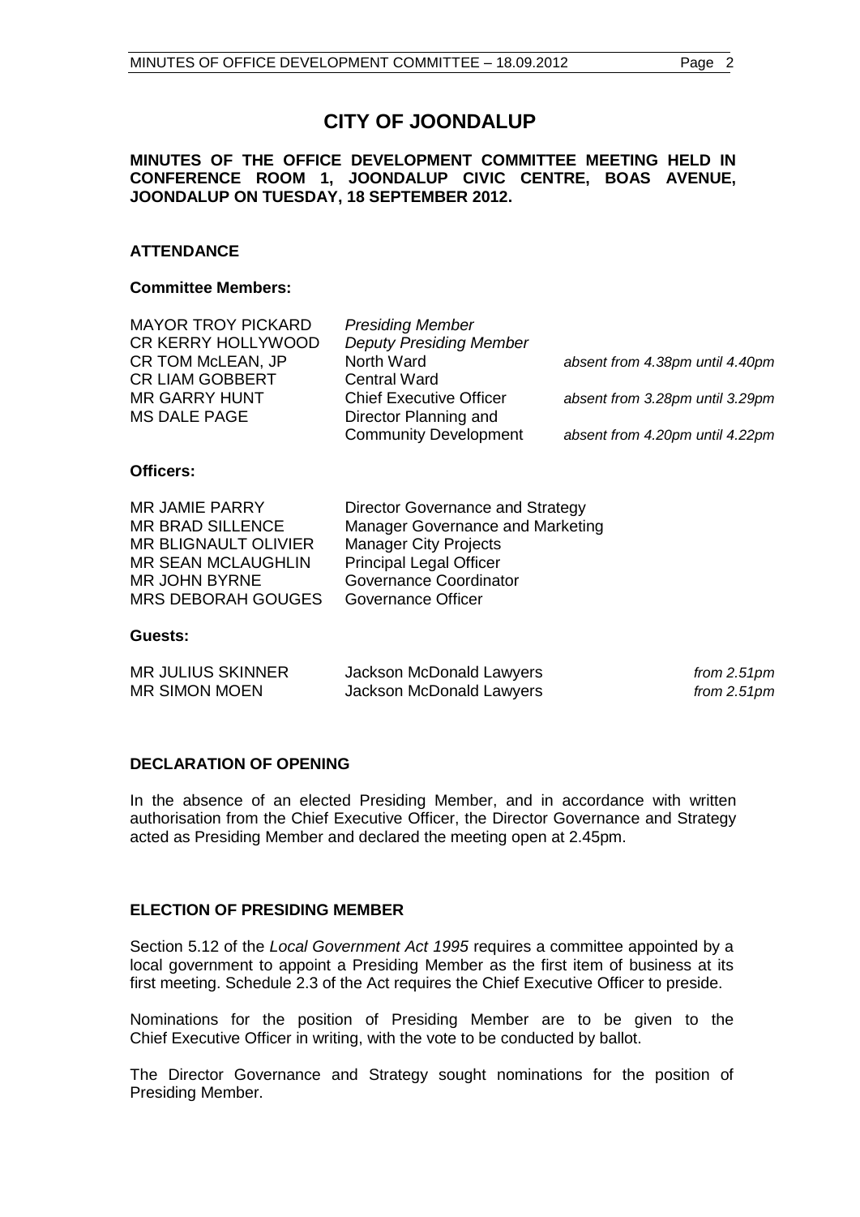# CITY OF JOONDALUP

**MINUTES OF THE OFFICE DEVELOPMENT COMMITTEE MEETING HELD IN CONFERENCE ROOM 1, JOONDALUP CIVIC CENTRE, BOAS AVENUE, JOONDALUP ON TUESDAY, 18 SEPTEMBER 2012.**

## ATTENDANCE

### Committee Members:

| | | |
|---|---|---|
| MAYOR TROY PICKARD | *Presiding Member* | |
| CR KERRY HOLLYWOOD | *Deputy Presiding Member* | |
| CR TOM McLEAN, JP | North Ward | *absent from 4.38pm until 4.40pm* |
| CR LIAM GOBBERT | Central Ward | |
| MR GARRY HUNT | Chief Executive Officer | *absent from 3.28pm until 3.29pm* |
| MS DALE PAGE | Director Planning and Community Development | *absent from 4.20pm until 4.22pm* |

### Officers:

| | |
|---|---|
| MR JAMIE PARRY | Director Governance and Strategy |
| MR BRAD SILLENCE | Manager Governance and Marketing |
| MR BLIGNAULT OLIVIER | Manager City Projects |
| MR SEAN MCLAUGHLIN | Principal Legal Officer |
| MR JOHN BYRNE | Governance Coordinator |
| MRS DEBORAH GOUGES | Governance Officer |

### Guests:

| | | |
|---|---|---|
| MR JULIUS SKINNER | Jackson McDonald Lawyers | *from 2.51pm* |
| MR SIMON MOEN | Jackson McDonald Lawyers | *from 2.51pm* |

## DECLARATION OF OPENING

In the absence of an elected Presiding Member, and in accordance with written authorisation from the Chief Executive Officer, the Director Governance and Strategy acted as Presiding Member and declared the meeting open at 2.45pm.

## ELECTION OF PRESIDING MEMBER

Section 5.12 of the *Local Government Act 1995* requires a committee appointed by a local government to appoint a Presiding Member as the first item of business at its first meeting. Schedule 2.3 of the Act requires the Chief Executive Officer to preside.

Nominations for the position of Presiding Member are to be given to the Chief Executive Officer in writing, with the vote to be conducted by ballot.

The Director Governance and Strategy sought nominations for the position of Presiding Member.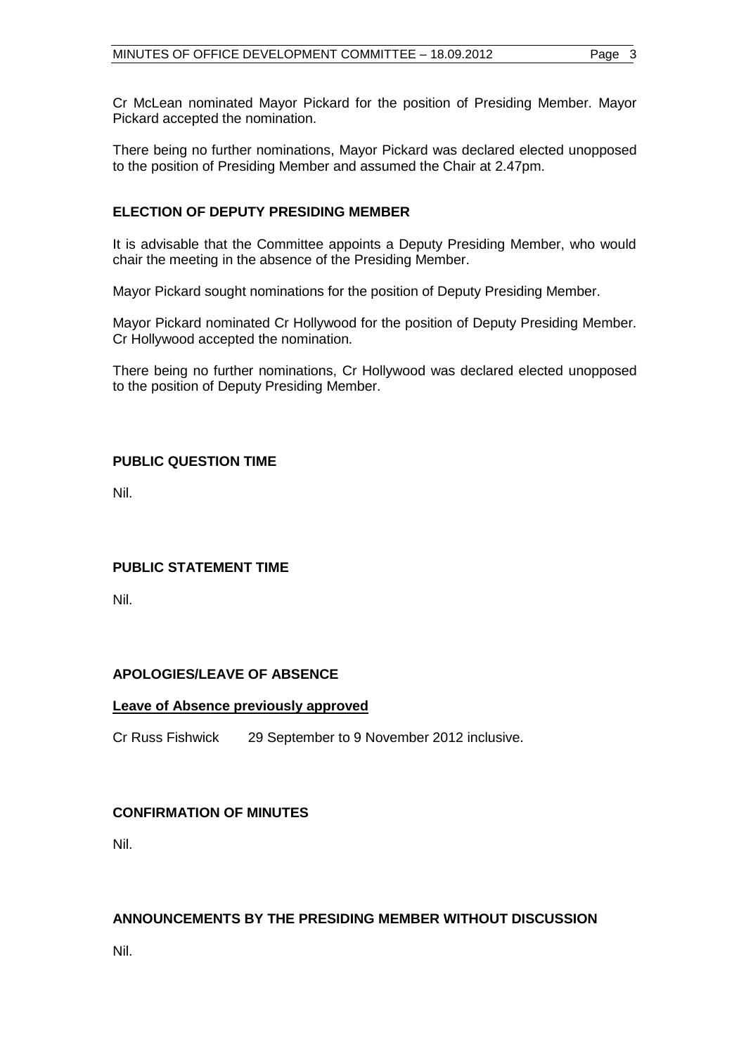Cr McLean nominated Mayor Pickard for the position of Presiding Member. Mayor Pickard accepted the nomination.

There being no further nominations, Mayor Pickard was declared elected unopposed to the position of Presiding Member and assumed the Chair at 2.47pm.

## ELECTION OF DEPUTY PRESIDING MEMBER

It is advisable that the Committee appoints a Deputy Presiding Member, who would chair the meeting in the absence of the Presiding Member.

Mayor Pickard sought nominations for the position of Deputy Presiding Member.

Mayor Pickard nominated Cr Hollywood for the position of Deputy Presiding Member. Cr Hollywood accepted the nomination.

There being no further nominations, Cr Hollywood was declared elected unopposed to the position of Deputy Presiding Member.

## PUBLIC QUESTION TIME

Nil.

## PUBLIC STATEMENT TIME

Nil.

## APOLOGIES/LEAVE OF ABSENCE

**Leave of Absence previously approved**

Cr Russ Fishwick 29 September to 9 November 2012 inclusive.

## CONFIRMATION OF MINUTES

Nil.

## ANNOUNCEMENTS BY THE PRESIDING MEMBER WITHOUT DISCUSSION

Nil.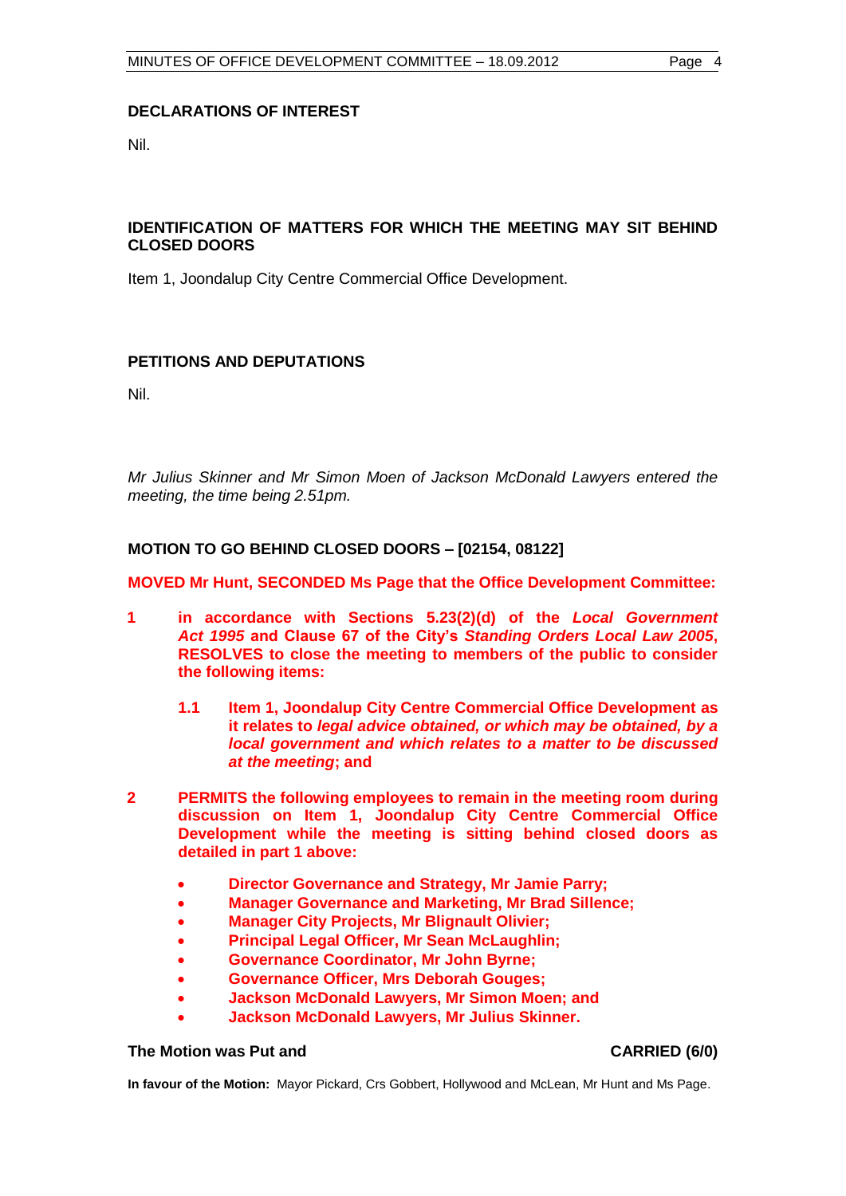## DECLARATIONS OF INTEREST

Nil.

## IDENTIFICATION OF MATTERS FOR WHICH THE MEETING MAY SIT BEHIND CLOSED DOORS

Item 1, Joondalup City Centre Commercial Office Development.

## PETITIONS AND DEPUTATIONS

Nil.

*Mr Julius Skinner and Mr Simon Moen of Jackson McDonald Lawyers entered the meeting, the time being 2.51pm.*

## MOTION TO GO BEHIND CLOSED DOORS – [02154, 08122]

**MOVED Mr Hunt, SECONDED Ms Page that the Office Development Committee:**

**1 in accordance with Sections 5.23(2)(d) of the *Local Government Act 1995* and Clause 67 of the City's *Standing Orders Local Law 2005*, RESOLVES to close the meeting to members of the public to consider the following items:**

**1.1 Item 1, Joondalup City Centre Commercial Office Development as it relates to *legal advice obtained, or which may be obtained, by a local government and which relates to a matter to be discussed at the meeting*; and**

**2 PERMITS the following employees to remain in the meeting room during discussion on Item 1, Joondalup City Centre Commercial Office Development while the meeting is sitting behind closed doors as detailed in part 1 above:**

- **Director Governance and Strategy, Mr Jamie Parry;**
- **Manager Governance and Marketing, Mr Brad Sillence;**
- **Manager City Projects, Mr Blignault Olivier;**
- **Principal Legal Officer, Mr Sean McLaughlin;**
- **Governance Coordinator, Mr John Byrne;**
- **Governance Officer, Mrs Deborah Gouges;**
- **Jackson McDonald Lawyers, Mr Simon Moen; and**
- **Jackson McDonald Lawyers, Mr Julius Skinner.**

**The Motion was Put and CARRIED (6/0)**

**In favour of the Motion:** Mayor Pickard, Crs Gobbert, Hollywood and McLean, Mr Hunt and Ms Page.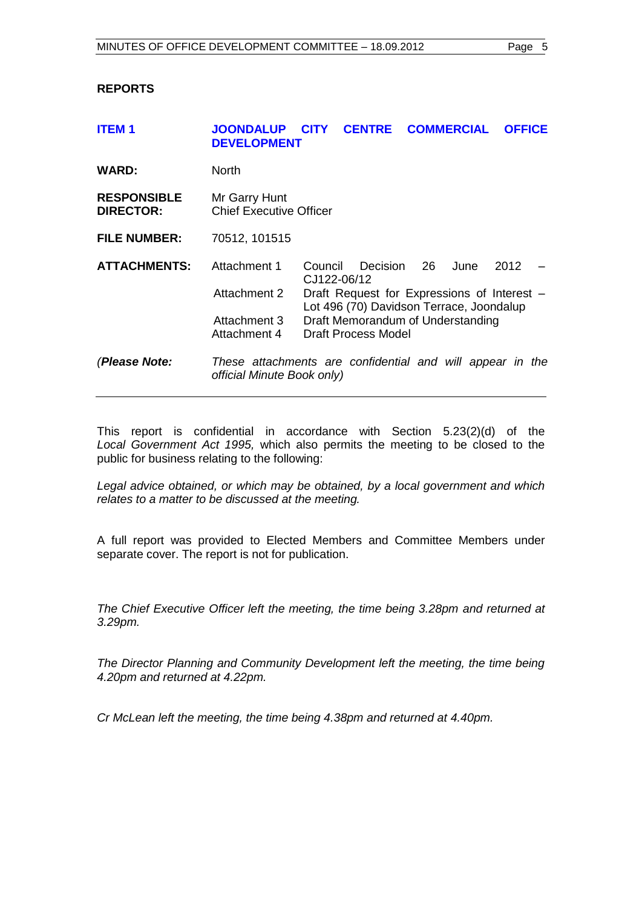## REPORTS

| | |
|---|---|
| **ITEM 1** | **JOONDALUP CITY CENTRE COMMERCIAL OFFICE DEVELOPMENT** |
| **WARD:** | North |
| **RESPONSIBLE DIRECTOR:** | Mr Garry Hunt<br>Chief Executive Officer |
| **FILE NUMBER:** | 70512, 101515 |
| **ATTACHMENTS:** | Attachment 1 — Council Decision 26 June 2012 – CJ122-06/12<br>Attachment 2 — Draft Request for Expressions of Interest – Lot 496 (70) Davidson Terrace, Joondalup<br>Attachment 3 — Draft Memorandum of Understanding<br>Attachment 4 — Draft Process Model |
| *(**Please Note:*** | *These attachments are confidential and will appear in the official Minute Book only)* |

This report is confidential in accordance with Section 5.23(2)(d) of the *Local Government Act 1995,* which also permits the meeting to be closed to the public for business relating to the following:

*Legal advice obtained, or which may be obtained, by a local government and which relates to a matter to be discussed at the meeting.*

A full report was provided to Elected Members and Committee Members under separate cover. The report is not for publication.

*The Chief Executive Officer left the meeting, the time being 3.28pm and returned at 3.29pm.*

*The Director Planning and Community Development left the meeting, the time being 4.20pm and returned at 4.22pm.*

*Cr McLean left the meeting, the time being 4.38pm and returned at 4.40pm.*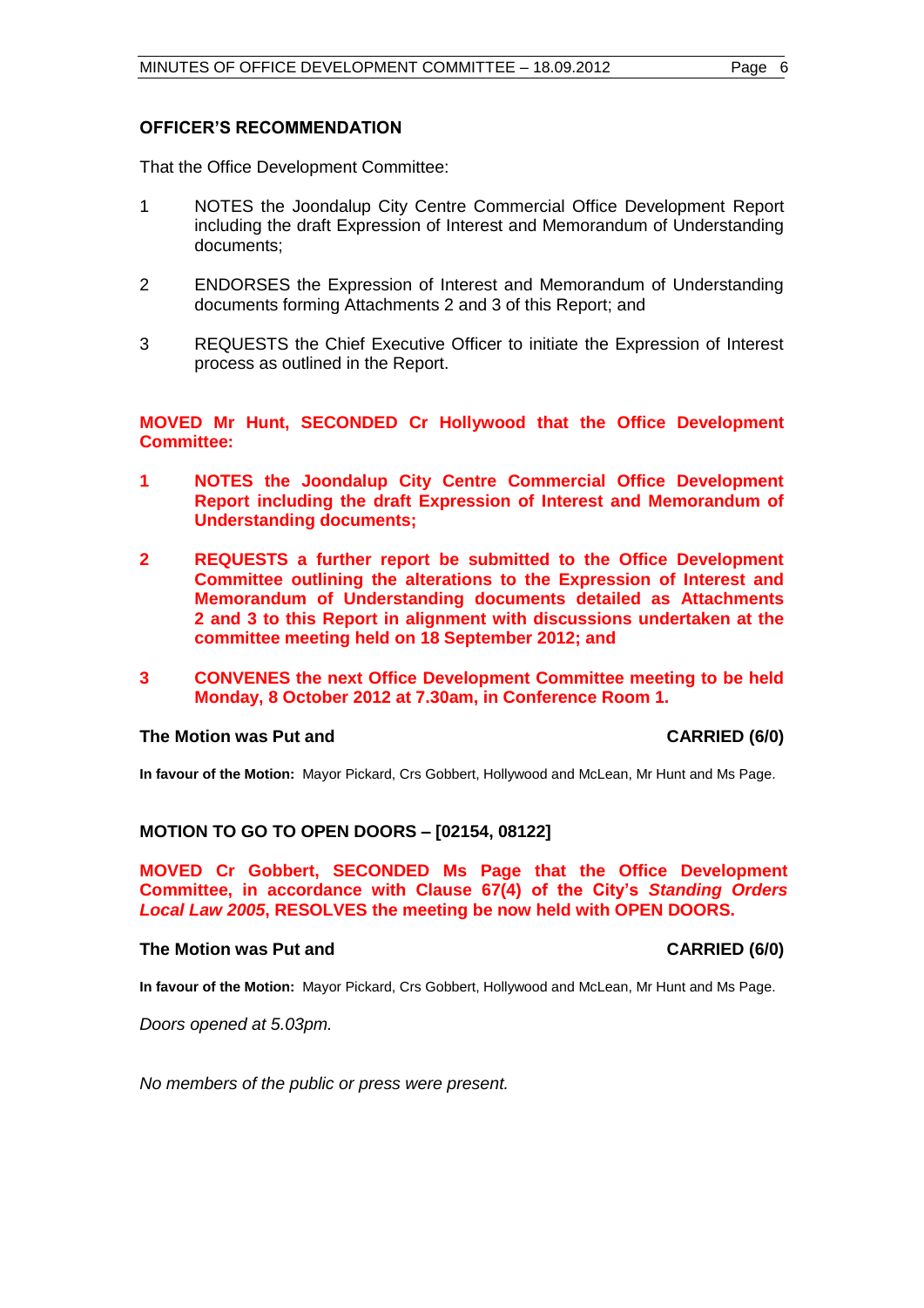## OFFICER'S RECOMMENDATION

That the Office Development Committee:

1. NOTES the Joondalup City Centre Commercial Office Development Report including the draft Expression of Interest and Memorandum of Understanding documents;

2. ENDORSES the Expression of Interest and Memorandum of Understanding documents forming Attachments 2 and 3 of this Report; and

3. REQUESTS the Chief Executive Officer to initiate the Expression of Interest process as outlined in the Report.

**MOVED Mr Hunt, SECONDED Cr Hollywood that the Office Development Committee:**

**1. NOTES the Joondalup City Centre Commercial Office Development Report including the draft Expression of Interest and Memorandum of Understanding documents;**

**2. REQUESTS a further report be submitted to the Office Development Committee outlining the alterations to the Expression of Interest and Memorandum of Understanding documents detailed as Attachments 2 and 3 to this Report in alignment with discussions undertaken at the committee meeting held on 18 September 2012; and**

**3. CONVENES the next Office Development Committee meeting to be held Monday, 8 October 2012 at 7.30am, in Conference Room 1.**

**The Motion was Put and CARRIED (6/0)**

**In favour of the Motion:** Mayor Pickard, Crs Gobbert, Hollywood and McLean, Mr Hunt and Ms Page.

## MOTION TO GO TO OPEN DOORS – [02154, 08122]

**MOVED Cr Gobbert, SECONDED Ms Page that the Office Development Committee, in accordance with Clause 67(4) of the City's *Standing Orders Local Law 2005*, RESOLVES the meeting be now held with OPEN DOORS.**

**The Motion was Put and CARRIED (6/0)**

**In favour of the Motion:** Mayor Pickard, Crs Gobbert, Hollywood and McLean, Mr Hunt and Ms Page.

*Doors opened at 5.03pm.*

*No members of the public or press were present.*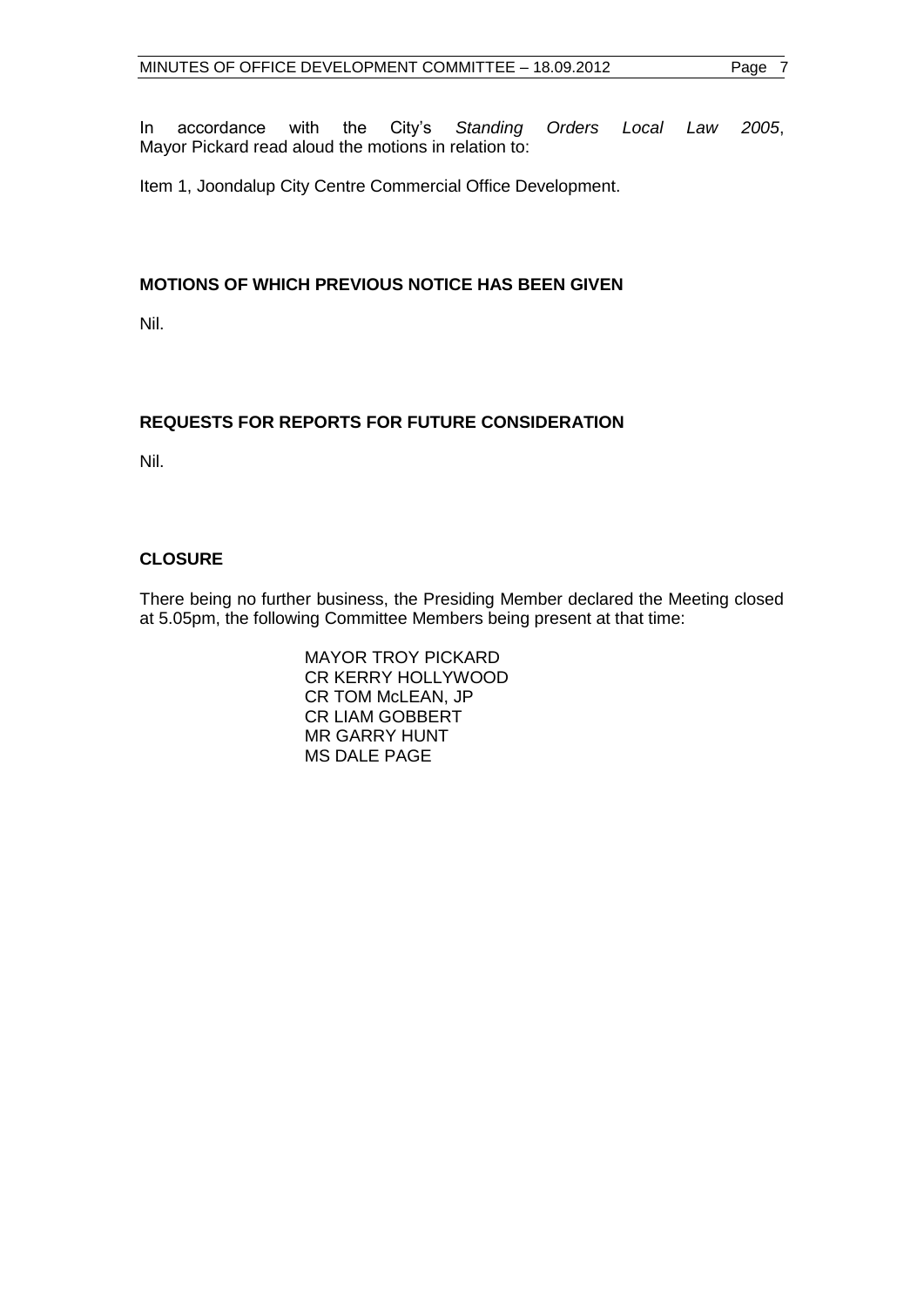In accordance with the City's *Standing Orders Local Law 2005*, Mayor Pickard read aloud the motions in relation to:

Item 1, Joondalup City Centre Commercial Office Development.

## MOTIONS OF WHICH PREVIOUS NOTICE HAS BEEN GIVEN

Nil.

## REQUESTS FOR REPORTS FOR FUTURE CONSIDERATION

Nil.

## CLOSURE

There being no further business, the Presiding Member declared the Meeting closed at 5.05pm, the following Committee Members being present at that time:

MAYOR TROY PICKARD
CR KERRY HOLLYWOOD
CR TOM McLEAN, JP
CR LIAM GOBBERT
MR GARRY HUNT
MS DALE PAGE